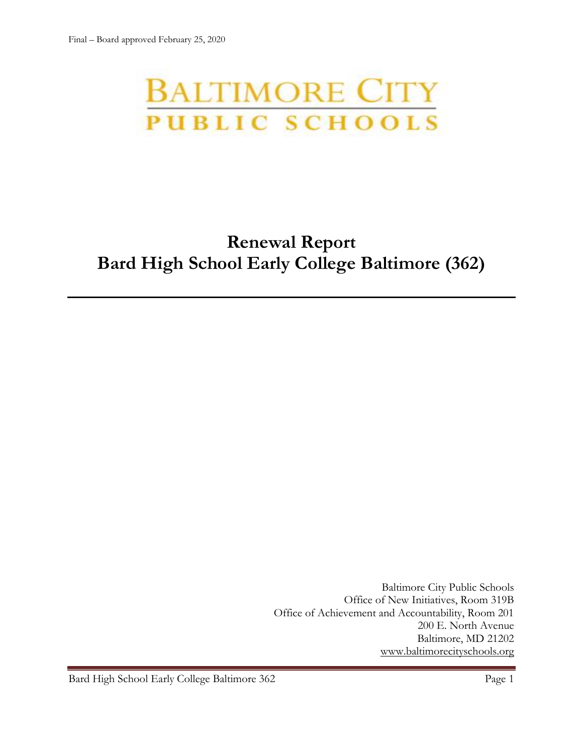Final – Board approved February 25, 2020

BALTIMORE CITY
PUBLIC SCHOOLS

# Renewal Report
# Bard High School Early College Baltimore (362)

Baltimore City Public Schools
Office of New Initiatives, Room 319B
Office of Achievement and Accountability, Room 201
200 E. North Avenue
Baltimore, MD 21202
www.baltimorecityschools.org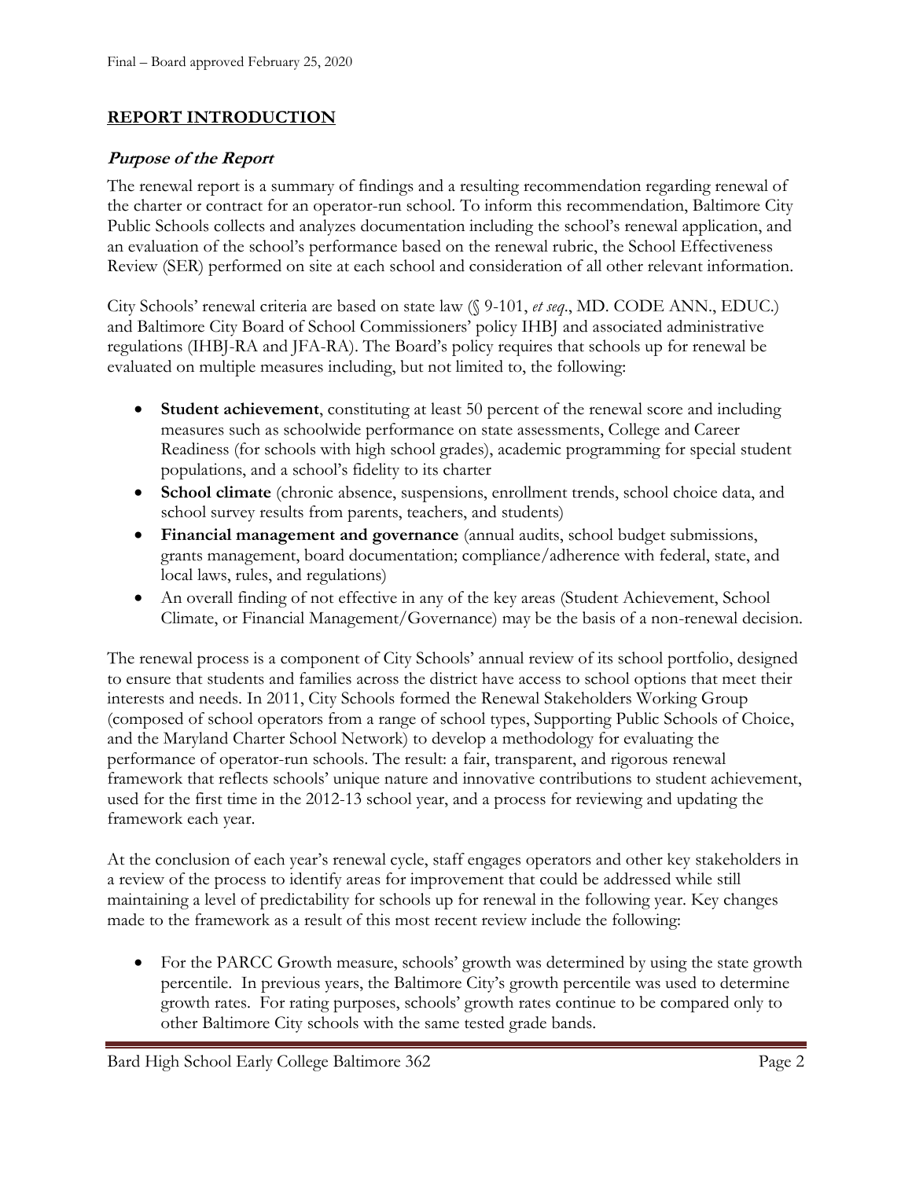## REPORT INTRODUCTION

### *Purpose of the Report*

The renewal report is a summary of findings and a resulting recommendation regarding renewal of the charter or contract for an operator-run school. To inform this recommendation, Baltimore City Public Schools collects and analyzes documentation including the school's renewal application, and an evaluation of the school's performance based on the renewal rubric, the School Effectiveness Review (SER) performed on site at each school and consideration of all other relevant information.

City Schools' renewal criteria are based on state law (§ 9-101, *et seq*., MD. CODE ANN., EDUC.) and Baltimore City Board of School Commissioners' policy IHBJ and associated administrative regulations (IHBJ-RA and JFA-RA). The Board's policy requires that schools up for renewal be evaluated on multiple measures including, but not limited to, the following:

- **Student achievement**, constituting at least 50 percent of the renewal score and including measures such as schoolwide performance on state assessments, College and Career Readiness (for schools with high school grades), academic programming for special student populations, and a school's fidelity to its charter
- **School climate** (chronic absence, suspensions, enrollment trends, school choice data, and school survey results from parents, teachers, and students)
- **Financial management and governance** (annual audits, school budget submissions, grants management, board documentation; compliance/adherence with federal, state, and local laws, rules, and regulations)
- An overall finding of not effective in any of the key areas (Student Achievement, School Climate, or Financial Management/Governance) may be the basis of a non-renewal decision.

The renewal process is a component of City Schools' annual review of its school portfolio, designed to ensure that students and families across the district have access to school options that meet their interests and needs. In 2011, City Schools formed the Renewal Stakeholders Working Group (composed of school operators from a range of school types, Supporting Public Schools of Choice, and the Maryland Charter School Network) to develop a methodology for evaluating the performance of operator-run schools. The result: a fair, transparent, and rigorous renewal framework that reflects schools' unique nature and innovative contributions to student achievement, used for the first time in the 2012-13 school year, and a process for reviewing and updating the framework each year.

At the conclusion of each year's renewal cycle, staff engages operators and other key stakeholders in a review of the process to identify areas for improvement that could be addressed while still maintaining a level of predictability for schools up for renewal in the following year. Key changes made to the framework as a result of this most recent review include the following:

- For the PARCC Growth measure, schools' growth was determined by using the state growth percentile. In previous years, the Baltimore City's growth percentile was used to determine growth rates. For rating purposes, schools' growth rates continue to be compared only to other Baltimore City schools with the same tested grade bands.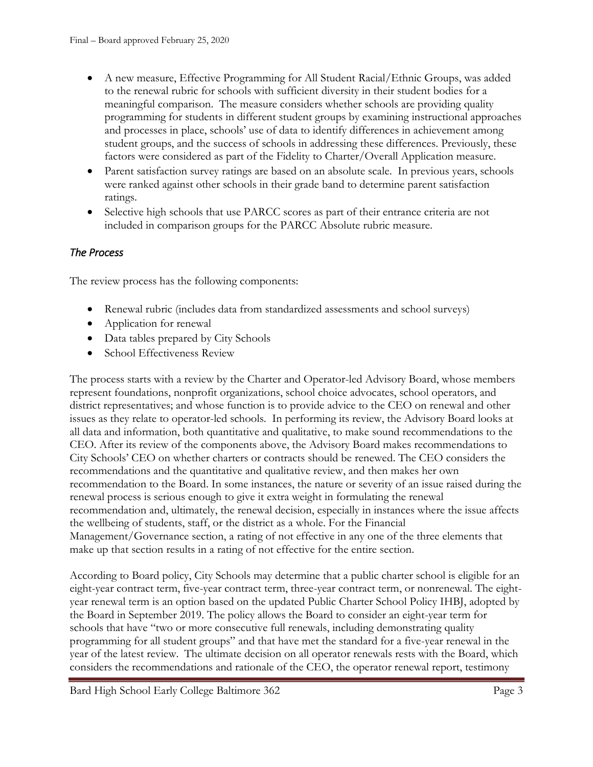- A new measure, Effective Programming for All Student Racial/Ethnic Groups, was added to the renewal rubric for schools with sufficient diversity in their student bodies for a meaningful comparison. The measure considers whether schools are providing quality programming for students in different student groups by examining instructional approaches and processes in place, schools' use of data to identify differences in achievement among student groups, and the success of schools in addressing these differences. Previously, these factors were considered as part of the Fidelity to Charter/Overall Application measure.
- Parent satisfaction survey ratings are based on an absolute scale. In previous years, schools were ranked against other schools in their grade band to determine parent satisfaction ratings.
- Selective high schools that use PARCC scores as part of their entrance criteria are not included in comparison groups for the PARCC Absolute rubric measure.

### *The Process*

The review process has the following components:

- Renewal rubric (includes data from standardized assessments and school surveys)
- Application for renewal
- Data tables prepared by City Schools
- School Effectiveness Review

The process starts with a review by the Charter and Operator-led Advisory Board, whose members represent foundations, nonprofit organizations, school choice advocates, school operators, and district representatives; and whose function is to provide advice to the CEO on renewal and other issues as they relate to operator-led schools. In performing its review, the Advisory Board looks at all data and information, both quantitative and qualitative, to make sound recommendations to the CEO. After its review of the components above, the Advisory Board makes recommendations to City Schools' CEO on whether charters or contracts should be renewed. The CEO considers the recommendations and the quantitative and qualitative review, and then makes her own recommendation to the Board. In some instances, the nature or severity of an issue raised during the renewal process is serious enough to give it extra weight in formulating the renewal recommendation and, ultimately, the renewal decision, especially in instances where the issue affects the wellbeing of students, staff, or the district as a whole. For the Financial Management/Governance section, a rating of not effective in any one of the three elements that make up that section results in a rating of not effective for the entire section.

According to Board policy, City Schools may determine that a public charter school is eligible for an eight-year contract term, five-year contract term, three-year contract term, or nonrenewal. The eight-year renewal term is an option based on the updated Public Charter School Policy IHBJ, adopted by the Board in September 2019. The policy allows the Board to consider an eight-year term for schools that have "two or more consecutive full renewals, including demonstrating quality programming for all student groups" and that have met the standard for a five-year renewal in the year of the latest review. The ultimate decision on all operator renewals rests with the Board, which considers the recommendations and rationale of the CEO, the operator renewal report, testimony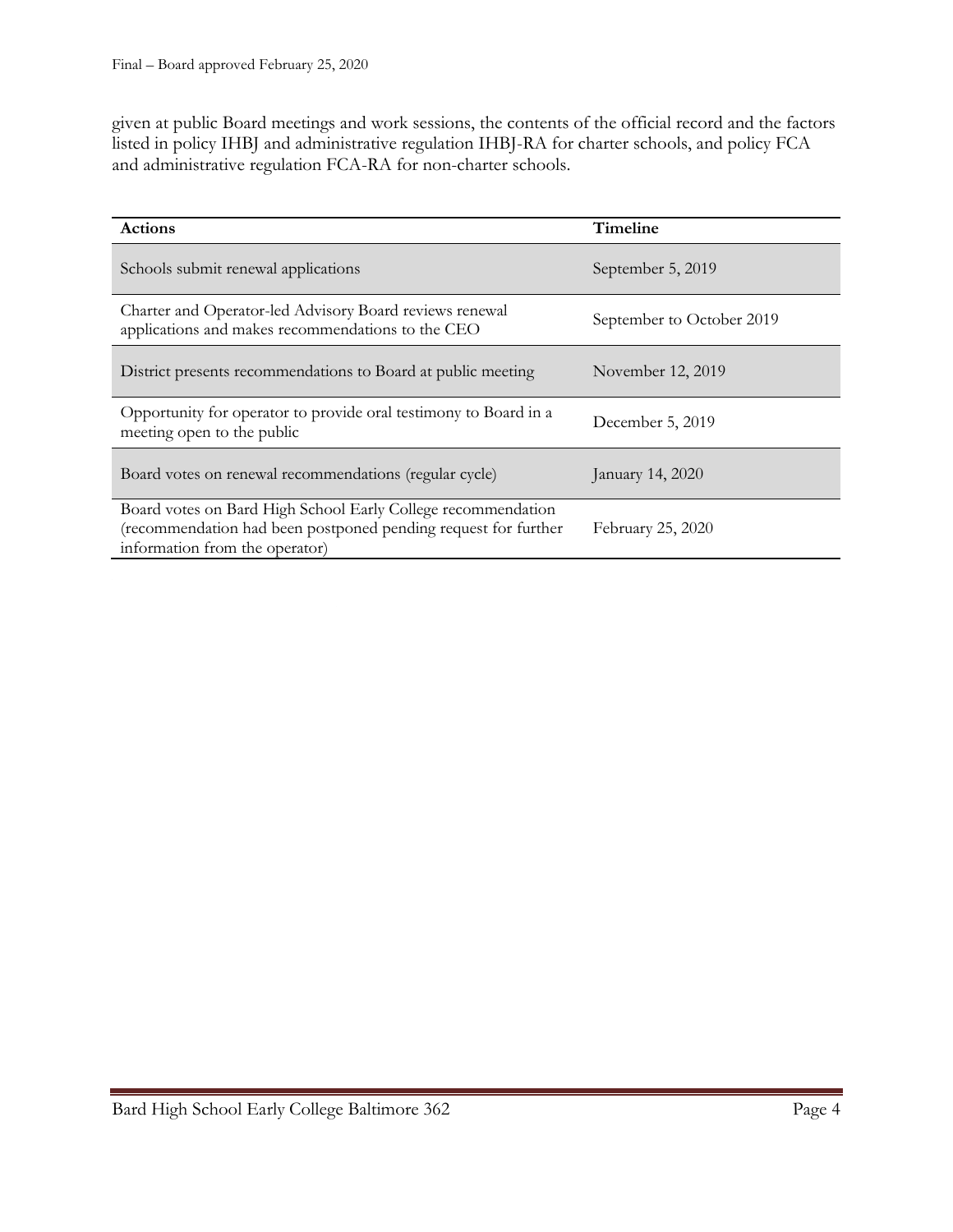given at public Board meetings and work sessions, the contents of the official record and the factors listed in policy IHBJ and administrative regulation IHBJ-RA for charter schools, and policy FCA and administrative regulation FCA-RA for non-charter schools.

| Actions | Timeline |
|---|---|
| Schools submit renewal applications | September 5, 2019 |
| Charter and Operator-led Advisory Board reviews renewal applications and makes recommendations to the CEO | September to October 2019 |
| District presents recommendations to Board at public meeting | November 12, 2019 |
| Opportunity for operator to provide oral testimony to Board in a meeting open to the public | December 5, 2019 |
| Board votes on renewal recommendations (regular cycle) | January 14, 2020 |
| Board votes on Bard High School Early College recommendation (recommendation had been postponed pending request for further information from the operator) | February 25, 2020 |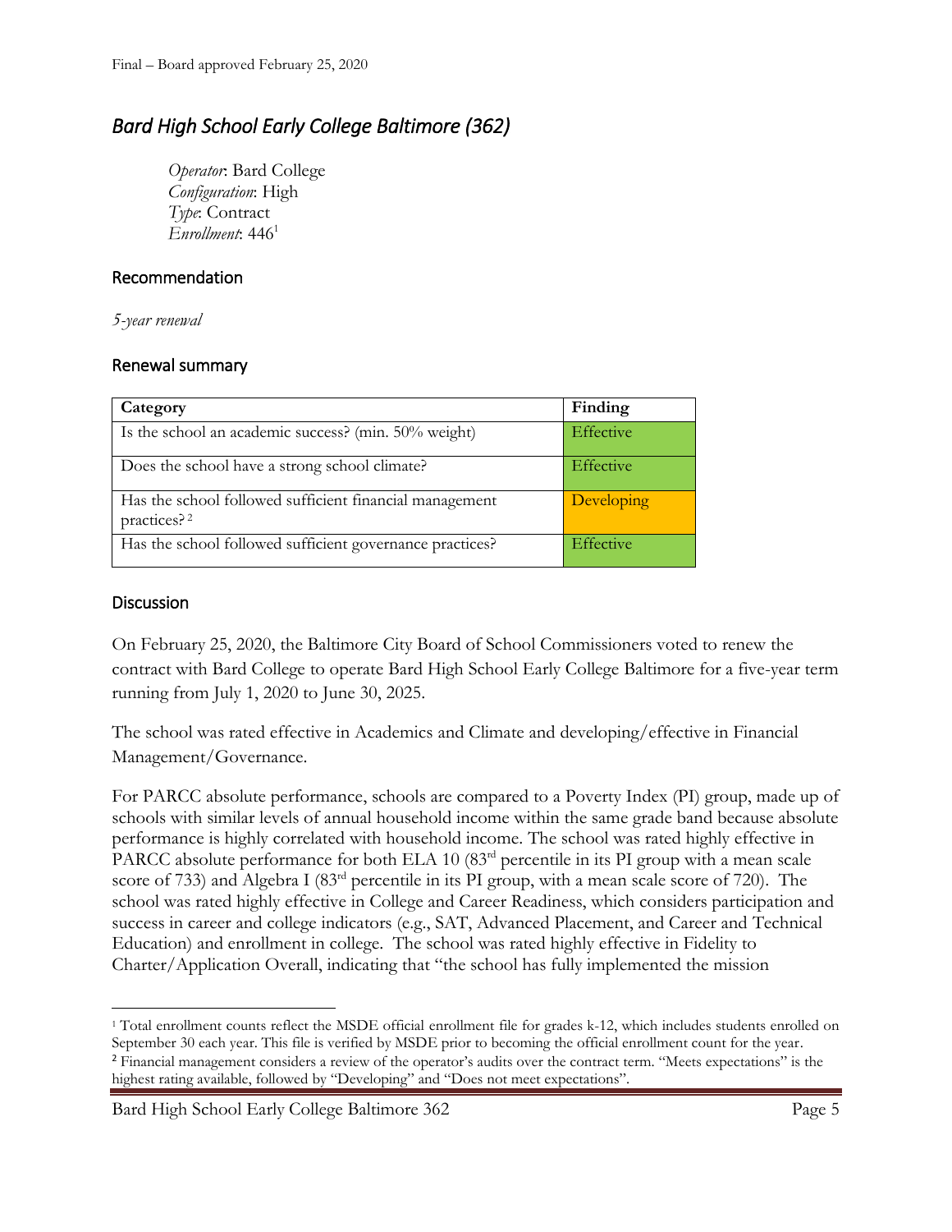## *Bard High School Early College Baltimore (362)*

*Operator*: Bard College
*Configuration*: High
*Type*: Contract
*Enrollment*: 446[1]

### Recommendation

*5-year renewal*

### Renewal summary

| Category | Finding |
| --- | --- |
| Is the school an academic success? (min. 50% weight) | Effective |
| Does the school have a strong school climate? | Effective |
| Has the school followed sufficient financial management practices?[2] | Developing |
| Has the school followed sufficient governance practices? | Effective |

### Discussion

On February 25, 2020, the Baltimore City Board of School Commissioners voted to renew the contract with Bard College to operate Bard High School Early College Baltimore for a five-year term running from July 1, 2020 to June 30, 2025.

The school was rated effective in Academics and Climate and developing/effective in Financial Management/Governance.

For PARCC absolute performance, schools are compared to a Poverty Index (PI) group, made up of schools with similar levels of annual household income within the same grade band because absolute performance is highly correlated with household income. The school was rated highly effective in PARCC absolute performance for both ELA 10 (83rd percentile in its PI group with a mean scale score of 733) and Algebra I (83rd percentile in its PI group, with a mean scale score of 720). The school was rated highly effective in College and Career Readiness, which considers participation and success in career and college indicators (e.g., SAT, Advanced Placement, and Career and Technical Education) and enrollment in college. The school was rated highly effective in Fidelity to Charter/Application Overall, indicating that "the school has fully implemented the mission

[1] Total enrollment counts reflect the MSDE official enrollment file for grades k-12, which includes students enrolled on September 30 each year. This file is verified by MSDE prior to becoming the official enrollment count for the year.

[2] Financial management considers a review of the operator's audits over the contract term. "Meets expectations" is the highest rating available, followed by "Developing" and "Does not meet expectations".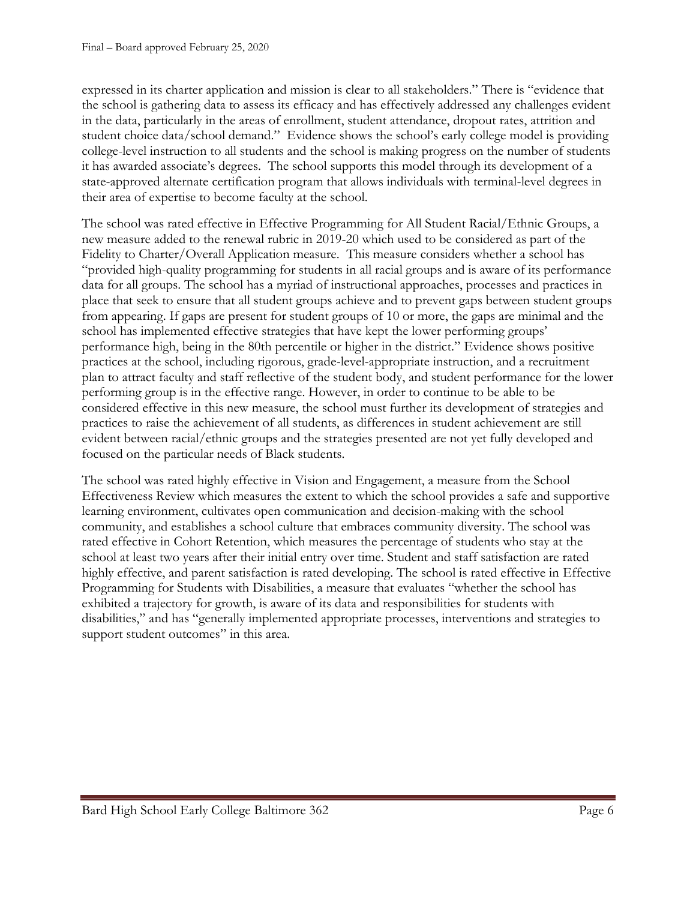expressed in its charter application and mission is clear to all stakeholders." There is "evidence that the school is gathering data to assess its efficacy and has effectively addressed any challenges evident in the data, particularly in the areas of enrollment, student attendance, dropout rates, attrition and student choice data/school demand." Evidence shows the school's early college model is providing college-level instruction to all students and the school is making progress on the number of students it has awarded associate's degrees. The school supports this model through its development of a state-approved alternate certification program that allows individuals with terminal-level degrees in their area of expertise to become faculty at the school.

The school was rated effective in Effective Programming for All Student Racial/Ethnic Groups, a new measure added to the renewal rubric in 2019-20 which used to be considered as part of the Fidelity to Charter/Overall Application measure. This measure considers whether a school has "provided high-quality programming for students in all racial groups and is aware of its performance data for all groups. The school has a myriad of instructional approaches, processes and practices in place that seek to ensure that all student groups achieve and to prevent gaps between student groups from appearing. If gaps are present for student groups of 10 or more, the gaps are minimal and the school has implemented effective strategies that have kept the lower performing groups' performance high, being in the 80th percentile or higher in the district." Evidence shows positive practices at the school, including rigorous, grade-level-appropriate instruction, and a recruitment plan to attract faculty and staff reflective of the student body, and student performance for the lower performing group is in the effective range. However, in order to continue to be able to be considered effective in this new measure, the school must further its development of strategies and practices to raise the achievement of all students, as differences in student achievement are still evident between racial/ethnic groups and the strategies presented are not yet fully developed and focused on the particular needs of Black students.

The school was rated highly effective in Vision and Engagement, a measure from the School Effectiveness Review which measures the extent to which the school provides a safe and supportive learning environment, cultivates open communication and decision-making with the school community, and establishes a school culture that embraces community diversity. The school was rated effective in Cohort Retention, which measures the percentage of students who stay at the school at least two years after their initial entry over time. Student and staff satisfaction are rated highly effective, and parent satisfaction is rated developing. The school is rated effective in Effective Programming for Students with Disabilities, a measure that evaluates "whether the school has exhibited a trajectory for growth, is aware of its data and responsibilities for students with disabilities," and has "generally implemented appropriate processes, interventions and strategies to support student outcomes" in this area.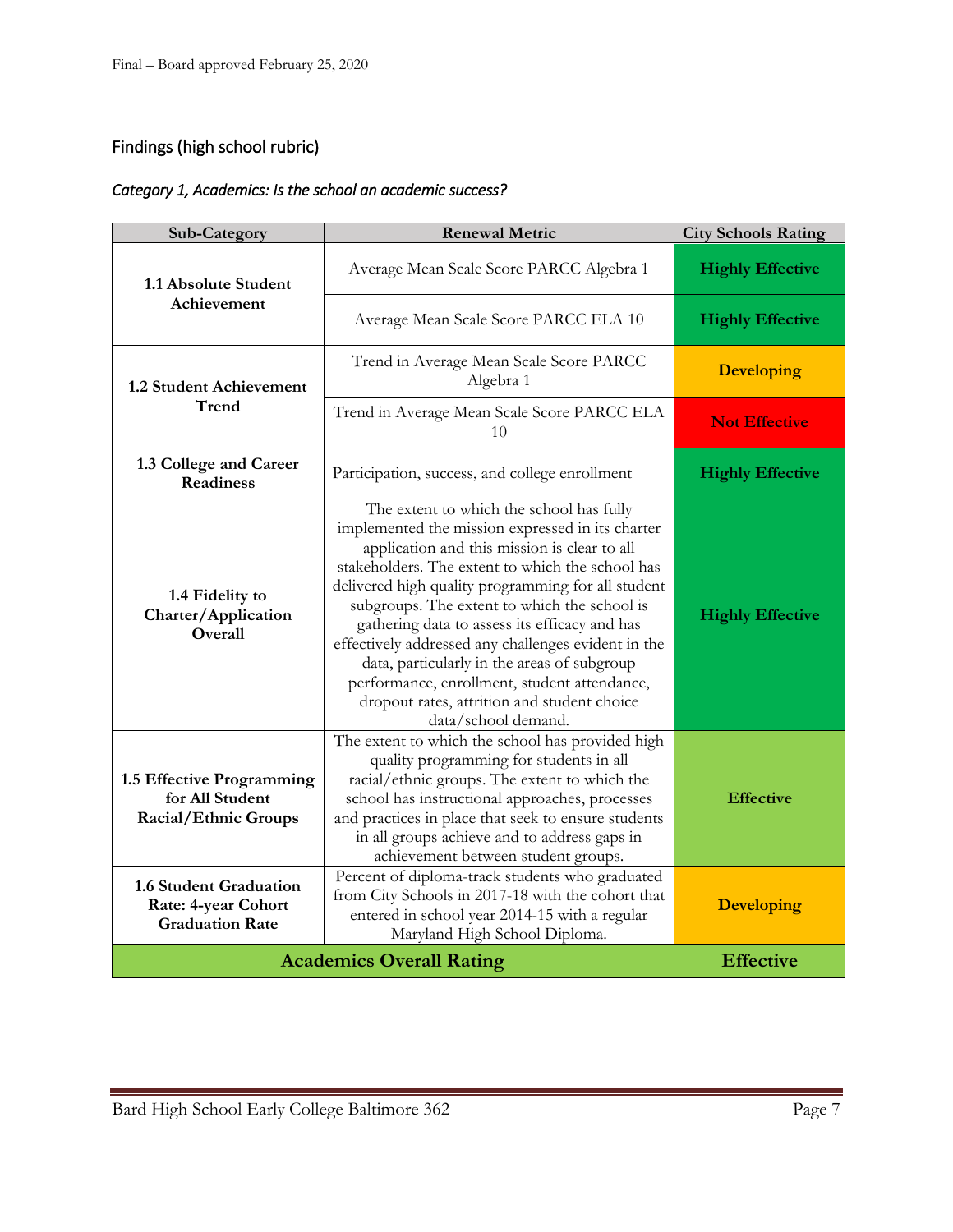## Findings (high school rubric)

### *Category 1, Academics: Is the school an academic success?*

| Sub-Category | Renewal Metric | City Schools Rating |
|---|---|---|
| **1.1 Absolute Student Achievement** | Average Mean Scale Score PARCC Algebra 1 | **Highly Effective** |
| | Average Mean Scale Score PARCC ELA 10 | **Highly Effective** |
| **1.2 Student Achievement Trend** | Trend in Average Mean Scale Score PARCC Algebra 1 | **Developing** |
| | Trend in Average Mean Scale Score PARCC ELA 10 | **Not Effective** |
| **1.3 College and Career Readiness** | Participation, success, and college enrollment | **Highly Effective** |
| **1.4 Fidelity to Charter/Application Overall** | The extent to which the school has fully implemented the mission expressed in its charter application and this mission is clear to all stakeholders. The extent to which the school has delivered high quality programming for all student subgroups. The extent to which the school is gathering data to assess its efficacy and has effectively addressed any challenges evident in the data, particularly in the areas of subgroup performance, enrollment, student attendance, dropout rates, attrition and student choice data/school demand. | **Highly Effective** |
| **1.5 Effective Programming for All Student Racial/Ethnic Groups** | The extent to which the school has provided high quality programming for students in all racial/ethnic groups. The extent to which the school has instructional approaches, processes and practices in place that seek to ensure students in all groups achieve and to address gaps in achievement between student groups. | **Effective** |
| **1.6 Student Graduation Rate: 4-year Cohort Graduation Rate** | Percent of diploma-track students who graduated from City Schools in 2017-18 with the cohort that entered in school year 2014-15 with a regular Maryland High School Diploma. | **Developing** |
| **Academics Overall Rating** | | **Effective** |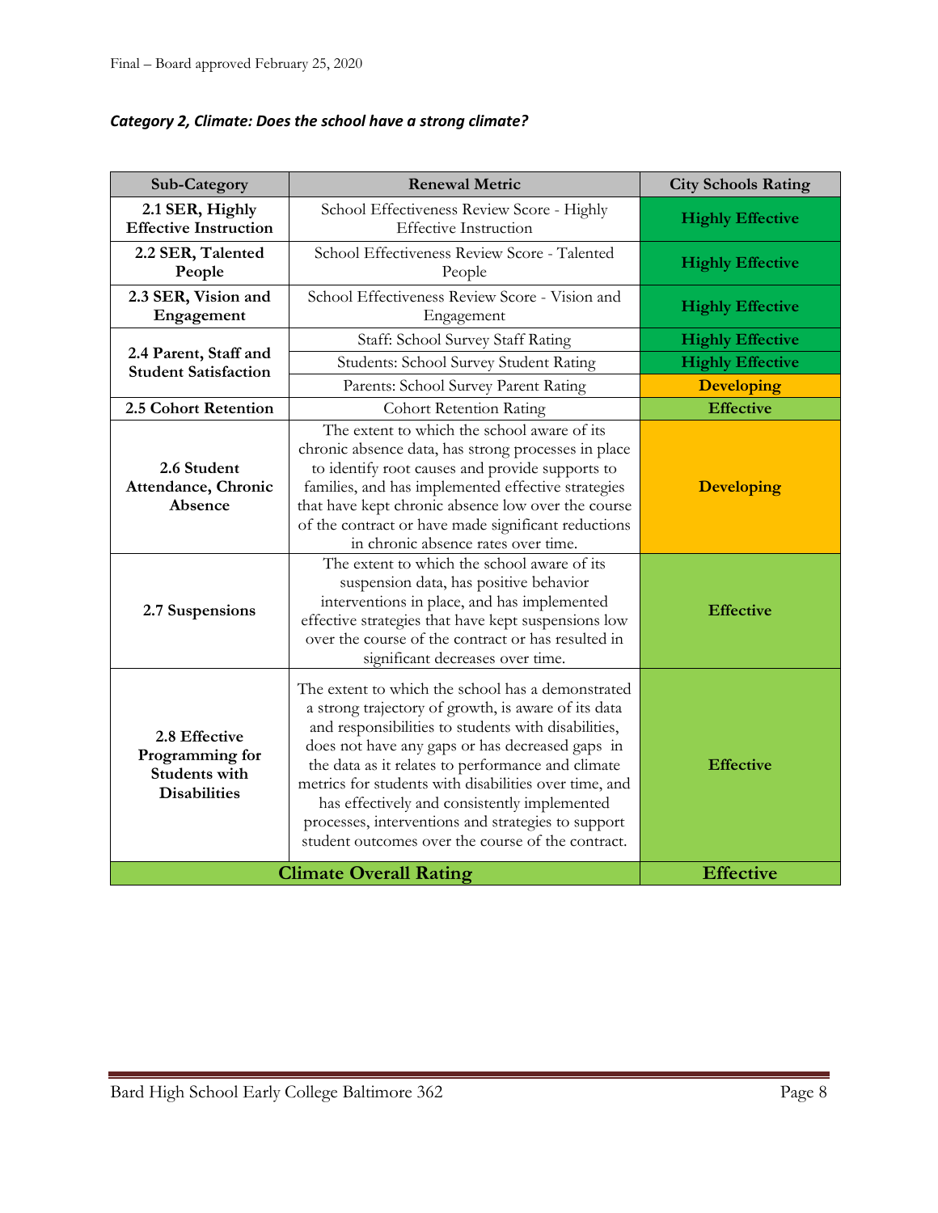### *Category 2, Climate: Does the school have a strong climate?*

| Sub-Category | Renewal Metric | City Schools Rating |
| --- | --- | --- |
| **2.1 SER, Highly Effective Instruction** | School Effectiveness Review Score - Highly Effective Instruction | **Highly Effective** |
| **2.2 SER, Talented People** | School Effectiveness Review Score - Talented People | **Highly Effective** |
| **2.3 SER, Vision and Engagement** | School Effectiveness Review Score - Vision and Engagement | **Highly Effective** |
| **2.4 Parent, Staff and Student Satisfaction** | Staff: School Survey Staff Rating | **Highly Effective** |
| | Students: School Survey Student Rating | **Highly Effective** |
| | Parents: School Survey Parent Rating | **Developing** |
| **2.5 Cohort Retention** | Cohort Retention Rating | **Effective** |
| **2.6 Student Attendance, Chronic Absence** | The extent to which the school aware of its chronic absence data, has strong processes in place to identify root causes and provide supports to families, and has implemented effective strategies that have kept chronic absence low over the course of the contract or have made significant reductions in chronic absence rates over time. | **Developing** |
| **2.7 Suspensions** | The extent to which the school aware of its suspension data, has positive behavior interventions in place, and has implemented effective strategies that have kept suspensions low over the course of the contract or has resulted in significant decreases over time. | **Effective** |
| **2.8 Effective Programming for Students with Disabilities** | The extent to which the school has a demonstrated a strong trajectory of growth, is aware of its data and responsibilities to students with disabilities, does not have any gaps or has decreased gaps in the data as it relates to performance and climate metrics for students with disabilities over time, and has effectively and consistently implemented processes, interventions and strategies to support student outcomes over the course of the contract. | **Effective** |
| **Climate Overall Rating** | | **Effective** |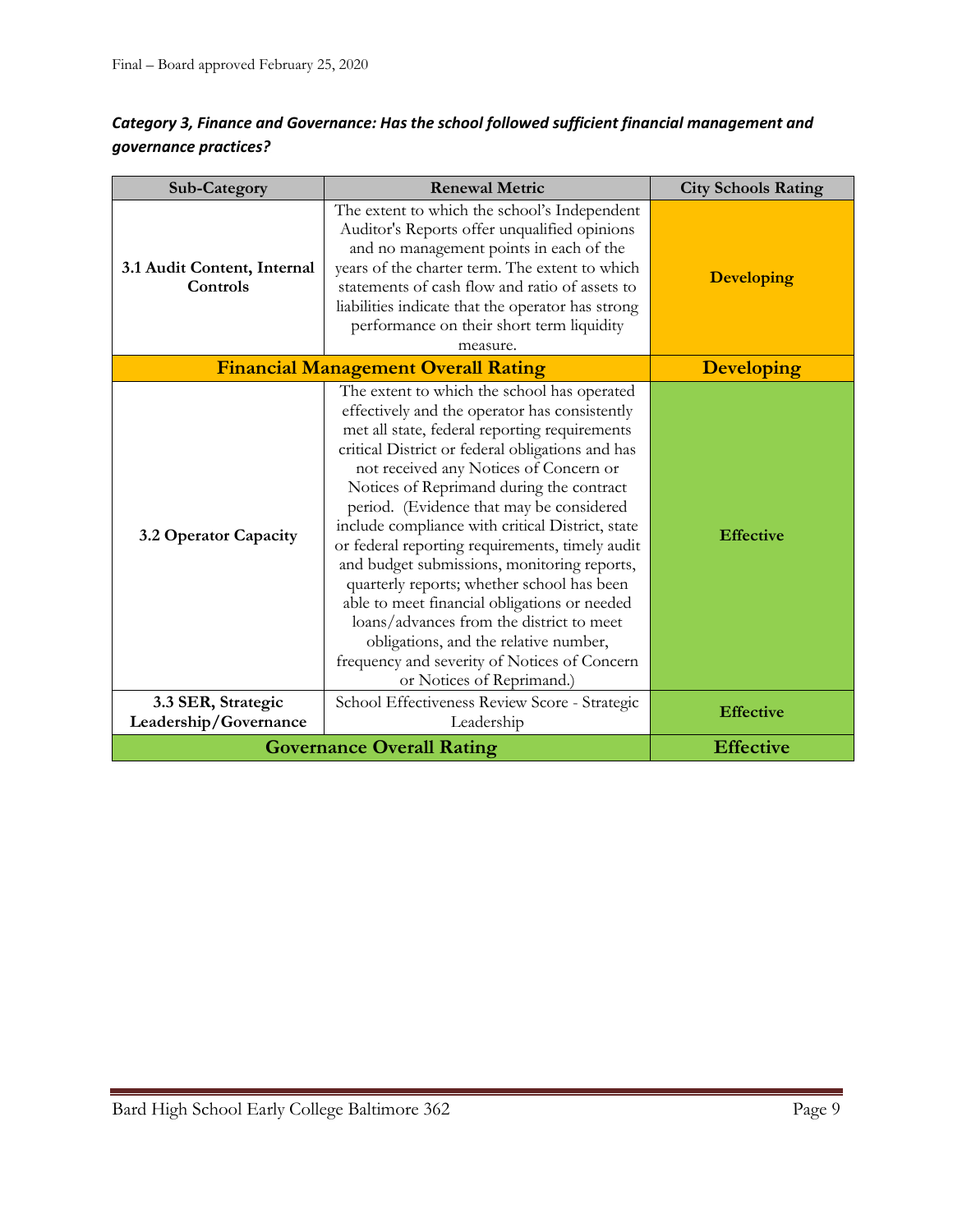***Category 3, Finance and Governance: Has the school followed sufficient financial management and governance practices?***

| Sub-Category | Renewal Metric | City Schools Rating |
|---|---|---|
| **3.1 Audit Content, Internal Controls** | The extent to which the school's Independent Auditor's Reports offer unqualified opinions and no management points in each of the years of the charter term. The extent to which statements of cash flow and ratio of assets to liabilities indicate that the operator has strong performance on their short term liquidity measure. | **Developing** |
| **Financial Management Overall Rating** | | **Developing** |
| **3.2 Operator Capacity** | The extent to which the school has operated effectively and the operator has consistently met all state, federal reporting requirements critical District or federal obligations and has not received any Notices of Concern or Notices of Reprimand during the contract period. (Evidence that may be considered include compliance with critical District, state or federal reporting requirements, timely audit and budget submissions, monitoring reports, quarterly reports; whether school has been able to meet financial obligations or needed loans/advances from the district to meet obligations, and the relative number, frequency and severity of Notices of Concern or Notices of Reprimand.) | **Effective** |
| **3.3 SER, Strategic Leadership/Governance** | School Effectiveness Review Score - Strategic Leadership | **Effective** |
| **Governance Overall Rating** | | **Effective** |